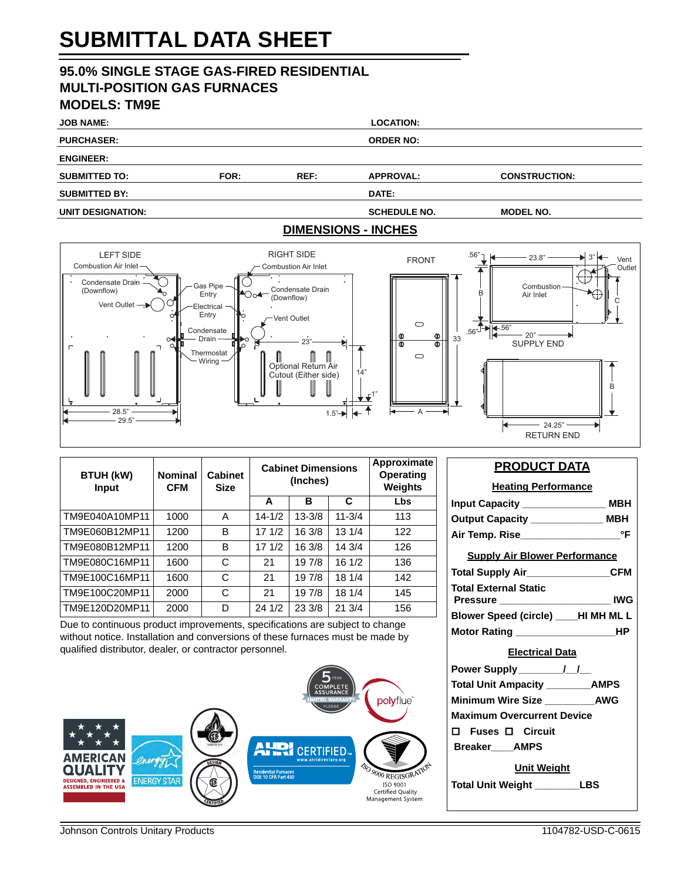# SUBMITTAL DATA SHEET

## 95.0% SINGLE STAGE GAS-FIRED RESIDENTIAL MULTI-POSITION GAS FURNACES

## MODELS: TM9E

**JOB NAME:** **LOCATION:**

**PURCHASER:** **ORDER NO:**

**ENGINEER:**

**SUBMITTED TO:** **FOR:** **REF:** **APPROVAL:** **CONSTRUCTION:**

**SUBMITTED BY:** **DATE:**

**UNIT DESIGNATION:** **SCHEDULE NO.** **MODEL NO.**

## DIMENSIONS - INCHES

LEFT SIDE: Combustion Air Inlet; Condensate Drain (Downflow); Vent Outlet; Gas Pipe Entry; Electrical Entry; Condensate Drain; Thermostat Wiring; 28.5"; 29.5"

RIGHT SIDE: Combustion Air Inlet; Condensate Drain (Downflow); Vent Outlet; 23"; Optional Return Air Cutout (Either side); 14"; 1"; 1.5"

FRONT: 33; A

SUPPLY END: .56"; 23.8"; 3"; Vent Outlet; Combustion Air Inlet; B; C; .56"; .56"; 20"

RETURN END: B; 24.25"

| BTUH (kW) Input | Nominal CFM | Cabinet Size | Cabinet Dimensions (Inches) | | | Approximate Operating Weights |
|---|---|---|---|---|---|---|
| | | | A | B | C | Lbs |
| TM9E040A10MP11 | 1000 | A | 14-1/2 | 13-3/8 | 11-3/4 | 113 |
| TM9E060B12MP11 | 1200 | B | 17 1/2 | 16 3/8 | 13 1/4 | 122 |
| TM9E080B12MP11 | 1200 | B | 17 1/2 | 16 3/8 | 14 3/4 | 126 |
| TM9E080C16MP11 | 1600 | C | 21 | 19 7/8 | 16 1/2 | 136 |
| TM9E100C16MP11 | 1600 | C | 21 | 19 7/8 | 18 1/4 | 142 |
| TM9E100C20MP11 | 2000 | C | 21 | 19 7/8 | 18 1/4 | 145 |
| TM9E120D20MP11 | 2000 | D | 24 1/2 | 23 3/8 | 21 3/4 | 156 |

Due to continuous product improvements, specifications are subject to change without notice. Installation and conversions of these furnaces must be made by qualified distributor, dealer, or contractor personnel.

## PRODUCT DATA

**Heating Performance**

**Input Capacity** _______________ **MBH**

**Output Capacity** _____________ **MBH**

**Air Temp. Rise** __________________ **°F**

**Supply Air Blower Performance**

**Total Supply Air** _______________ **CFM**

**Total External Static Pressure** ____________________ **IWG**

**Blower Speed (circle)** ____ **HI MH ML L**

**Motor Rating** __________________ **HP**

**Electrical Data**

**Power Supply** ________/__/__

**Total Unit Ampacity** ________ **AMPS**

**Minimum Wire Size** _________ **AWG**

**Maximum Overcurrent Device**

☐ **Fuses** ☐ **Circuit Breaker** ____ **AMPS**

**Unit Weight**

**Total Unit Weight** ________ **LBS**

Johnson Controls Unitary Products 1104782-USD-C-0615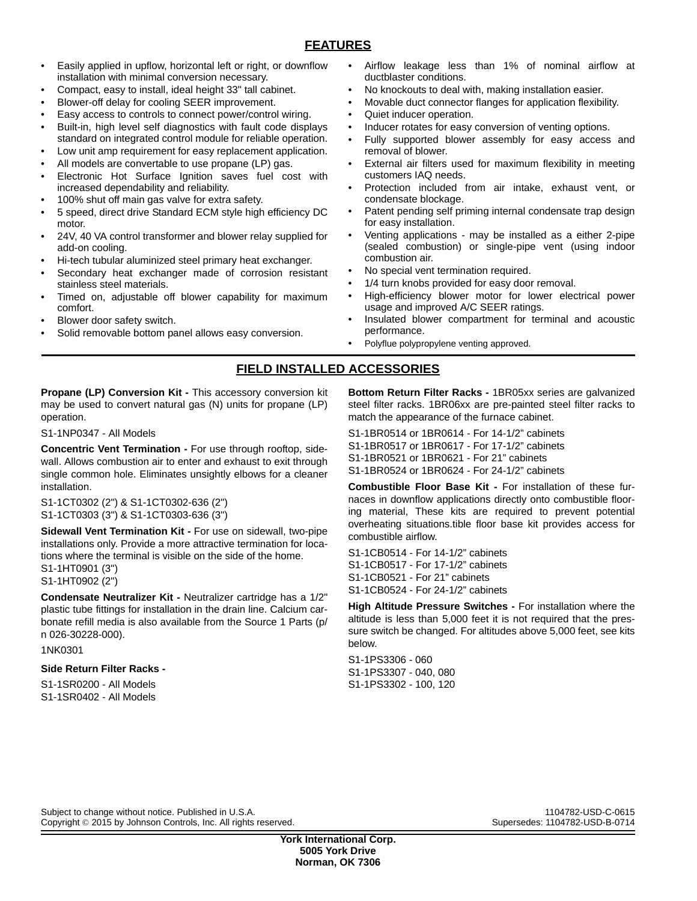## FEATURES

- Easily applied in upflow, horizontal left or right, or downflow installation with minimal conversion necessary.
- Compact, easy to install, ideal height 33" tall cabinet.
- Blower-off delay for cooling SEER improvement.
- Easy access to controls to connect power/control wiring.
- Built-in, high level self diagnostics with fault code displays standard on integrated control module for reliable operation.
- Low unit amp requirement for easy replacement application.
- All models are convertable to use propane (LP) gas.
- Electronic Hot Surface Ignition saves fuel cost with increased dependability and reliability.
- 100% shut off main gas valve for extra safety.
- 5 speed, direct drive Standard ECM style high efficiency DC motor.
- 24V, 40 VA control transformer and blower relay supplied for add-on cooling.
- Hi-tech tubular aluminized steel primary heat exchanger.
- Secondary heat exchanger made of corrosion resistant stainless steel materials.
- Timed on, adjustable off blower capability for maximum comfort.
- Blower door safety switch.
- Solid removable bottom panel allows easy conversion.
- Airflow leakage less than 1% of nominal airflow at ductblaster conditions.
- No knockouts to deal with, making installation easier.
- Movable duct connector flanges for application flexibility.
- Quiet inducer operation.
- Inducer rotates for easy conversion of venting options.
- Fully supported blower assembly for easy access and removal of blower.
- External air filters used for maximum flexibility in meeting customers IAQ needs.
- Protection included from air intake, exhaust vent, or condensate blockage.
- Patent pending self priming internal condensate trap design for easy installation.
- Venting applications - may be installed as a either 2-pipe (sealed combustion) or single-pipe vent (using indoor combustion air.
- No special vent termination required.
- 1/4 turn knobs provided for easy door removal.
- High-efficiency blower motor for lower electrical power usage and improved A/C SEER ratings.
- Insulated blower compartment for terminal and acoustic performance.
- Polyflue polypropylene venting approved.

## FIELD INSTALLED ACCESSORIES

**Propane (LP) Conversion Kit -** This accessory conversion kit may be used to convert natural gas (N) units for propane (LP) operation.

S1-1NP0347 - All Models

**Concentric Vent Termination -** For use through rooftop, sidewall. Allows combustion air to enter and exhaust to exit through single common hole. Eliminates unsightly elbows for a cleaner installation.

S1-1CT0302 (2") & S1-1CT0302-636 (2")
S1-1CT0303 (3") & S1-1CT0303-636 (3")

**Sidewall Vent Termination Kit -** For use on sidewall, two-pipe installations only. Provide a more attractive termination for locations where the terminal is visible on the side of the home.
S1-1HT0901 (3")
S1-1HT0902 (2")

**Condensate Neutralizer Kit -** Neutralizer cartridge has a 1/2" plastic tube fittings for installation in the drain line. Calcium carbonate refill media is also available from the Source 1 Parts (p/n 026-30228-000).

1NK0301

**Side Return Filter Racks -**

S1-1SR0200 - All Models
S1-1SR0402 - All Models

**Bottom Return Filter Racks -** 1BR05xx series are galvanized steel filter racks. 1BR06xx are pre-painted steel filter racks to match the appearance of the furnace cabinet.

S1-1BR0514 or 1BR0614 - For 14-1/2" cabinets
S1-1BR0517 or 1BR0617 - For 17-1/2" cabinets
S1-1BR0521 or 1BR0621 - For 21" cabinets
S1-1BR0524 or 1BR0624 - For 24-1/2" cabinets

**Combustible Floor Base Kit -** For installation of these furnaces in downflow applications directly onto combustible flooring material, These kits are required to prevent potential overheating situations.tible floor base kit provides access for combustible airflow.

S1-1CB0514 - For 14-1/2" cabinets
S1-1CB0517 - For 17-1/2" cabinets
S1-1CB0521 - For 21" cabinets
S1-1CB0524 - For 24-1/2" cabinets

**High Altitude Pressure Switches -** For installation where the altitude is less than 5,000 feet it is not required that the pressure switch be changed. For altitudes above 5,000 feet, see kits below.

S1-1PS3306 - 060
S1-1PS3307 - 040, 080
S1-1PS3302 - 100, 120

Subject to change without notice. Published in U.S.A.
Copyright © 2015 by Johnson Controls, Inc. All rights reserved.

1104782-USD-C-0615
Supersedes: 1104782-USD-B-0714

**York International Corp.**
**5005 York Drive**
**Norman, OK 7306**